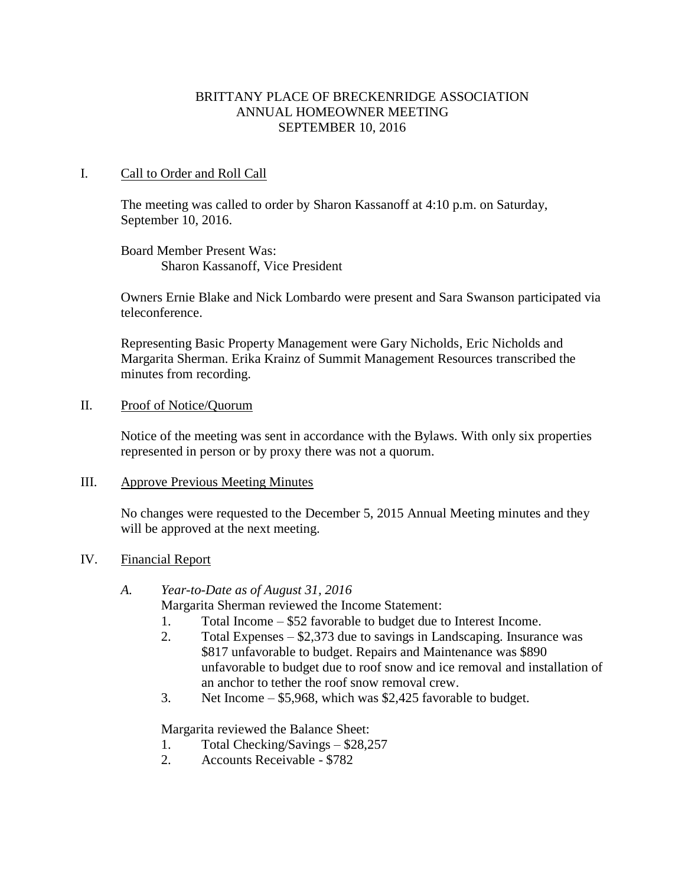# BRITTANY PLACE OF BRECKENRIDGE ASSOCIATION
## ANNUAL HOMEOWNER MEETING
## SEPTEMBER 10, 2016

I. Call to Order and Roll Call

The meeting was called to order by Sharon Kassanoff at 4:10 p.m. on Saturday, September 10, 2016.

Board Member Present Was:
Sharon Kassanoff, Vice President

Owners Ernie Blake and Nick Lombardo were present and Sara Swanson participated via teleconference.

Representing Basic Property Management were Gary Nicholds, Eric Nicholds and Margarita Sherman. Erika Krainz of Summit Management Resources transcribed the minutes from recording.

II. Proof of Notice/Quorum

Notice of the meeting was sent in accordance with the Bylaws. With only six properties represented in person or by proxy there was not a quorum.

III. Approve Previous Meeting Minutes

No changes were requested to the December 5, 2015 Annual Meeting minutes and they will be approved at the next meeting.

IV. Financial Report

*A. Year-to-Date as of August 31, 2016*

Margarita Sherman reviewed the Income Statement:

1. Total Income – $52 favorable to budget due to Interest Income.
2. Total Expenses – $2,373 due to savings in Landscaping. Insurance was $817 unfavorable to budget. Repairs and Maintenance was $890 unfavorable to budget due to roof snow and ice removal and installation of an anchor to tether the roof snow removal crew.
3. Net Income – $5,968, which was $2,425 favorable to budget.

Margarita reviewed the Balance Sheet:

1. Total Checking/Savings – $28,257
2. Accounts Receivable - $782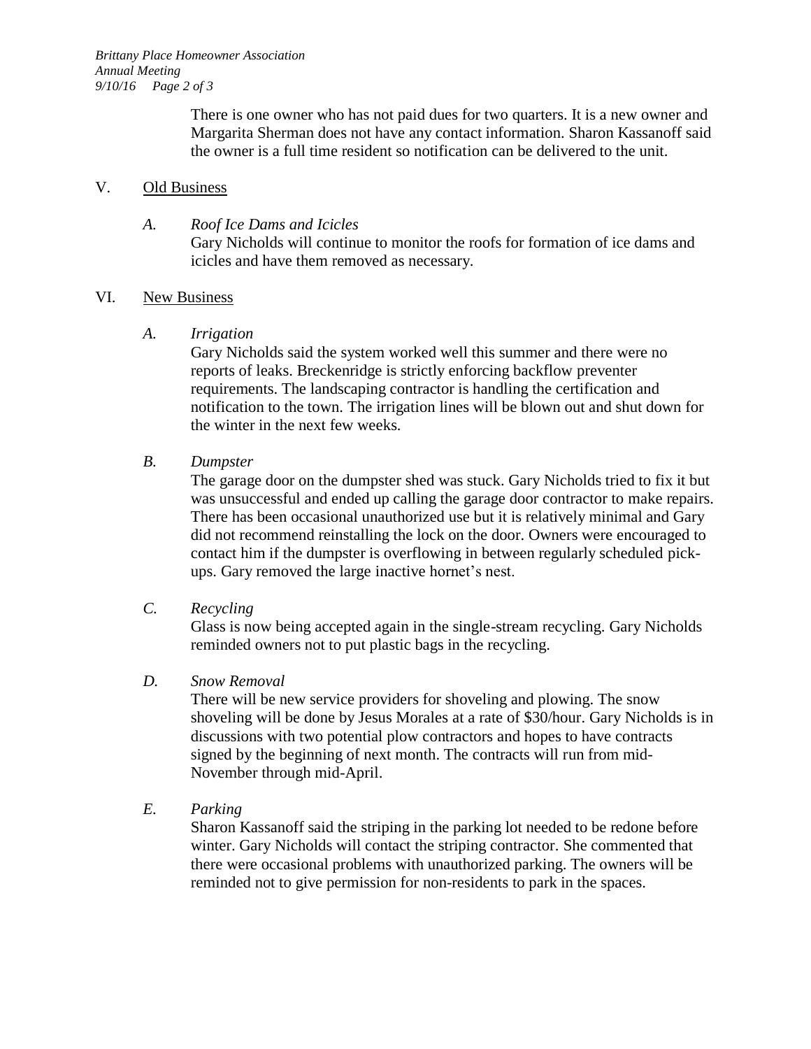There is one owner who has not paid dues for two quarters. It is a new owner and Margarita Sherman does not have any contact information. Sharon Kassanoff said the owner is a full time resident so notification can be delivered to the unit.

## V. Old Business

### *A. Roof Ice Dams and Icicles*

Gary Nicholds will continue to monitor the roofs for formation of ice dams and icicles and have them removed as necessary.

## VI. New Business

### *A. Irrigation*

Gary Nicholds said the system worked well this summer and there were no reports of leaks. Breckenridge is strictly enforcing backflow preventer requirements. The landscaping contractor is handling the certification and notification to the town. The irrigation lines will be blown out and shut down for the winter in the next few weeks.

### *B. Dumpster*

The garage door on the dumpster shed was stuck. Gary Nicholds tried to fix it but was unsuccessful and ended up calling the garage door contractor to make repairs. There has been occasional unauthorized use but it is relatively minimal and Gary did not recommend reinstalling the lock on the door. Owners were encouraged to contact him if the dumpster is overflowing in between regularly scheduled pick-ups. Gary removed the large inactive hornet's nest.

### *C. Recycling*

Glass is now being accepted again in the single-stream recycling. Gary Nicholds reminded owners not to put plastic bags in the recycling.

### *D. Snow Removal*

There will be new service providers for shoveling and plowing. The snow shoveling will be done by Jesus Morales at a rate of $30/hour. Gary Nicholds is in discussions with two potential plow contractors and hopes to have contracts signed by the beginning of next month. The contracts will run from mid-November through mid-April.

### *E. Parking*

Sharon Kassanoff said the striping in the parking lot needed to be redone before winter. Gary Nicholds will contact the striping contractor. She commented that there were occasional problems with unauthorized parking. The owners will be reminded not to give permission for non-residents to park in the spaces.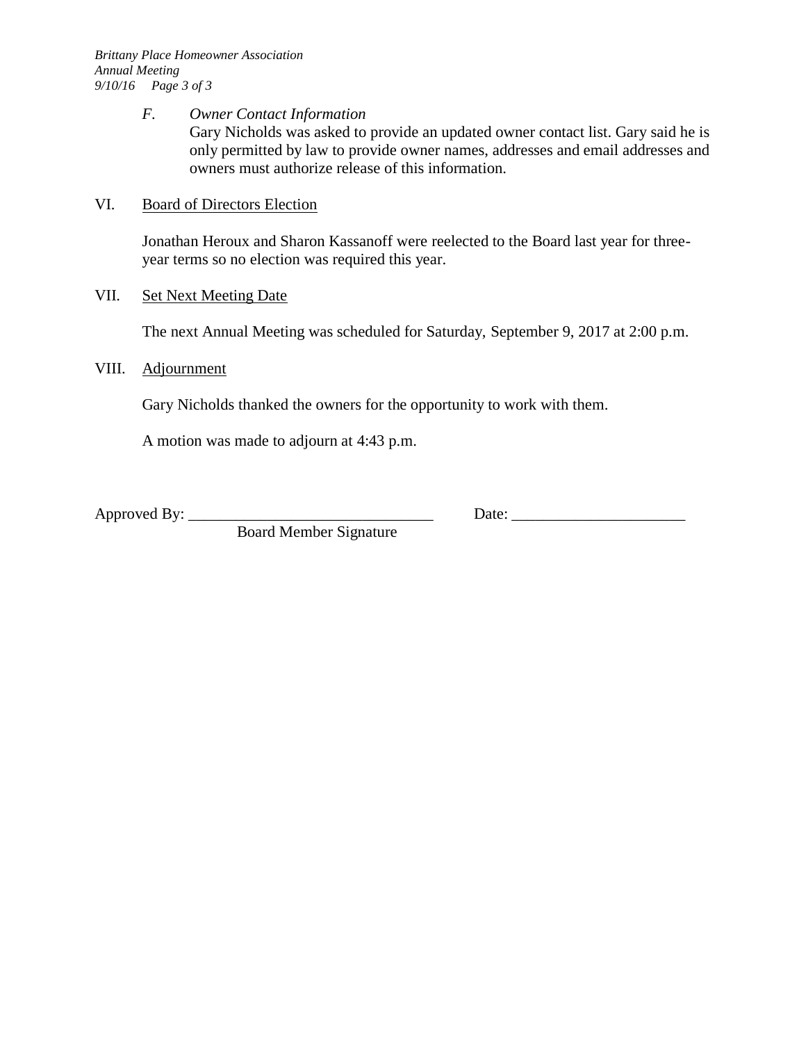*F. Owner Contact Information*

Gary Nicholds was asked to provide an updated owner contact list. Gary said he is only permitted by law to provide owner names, addresses and email addresses and owners must authorize release of this information.

VI. Board of Directors Election

Jonathan Heroux and Sharon Kassanoff were reelected to the Board last year for three-year terms so no election was required this year.

VII. Set Next Meeting Date

The next Annual Meeting was scheduled for Saturday, September 9, 2017 at 2:00 p.m.

VIII. Adjournment

Gary Nicholds thanked the owners for the opportunity to work with them.

A motion was made to adjourn at 4:43 p.m.

Approved By: ______________________________ Date: _____________________

Board Member Signature